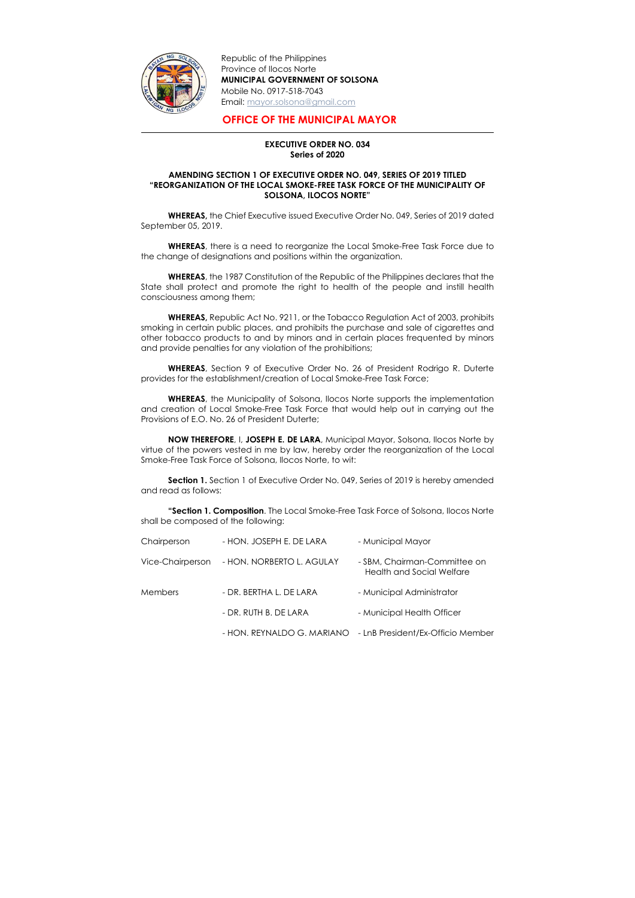Republic of the Philippines
Province of Ilocos Norte
**MUNICIPAL GOVERNMENT OF SOLSONA**
Mobile No. 0917-518-7043
Email: mayor.solsona@gmail.com

## OFFICE OF THE MUNICIPAL MAYOR

**EXECUTIVE ORDER NO. 034**
**Series of 2020**

**AMENDING SECTION 1 OF EXECUTIVE ORDER NO. 049, SERIES OF 2019 TITLED "REORGANIZATION OF THE LOCAL SMOKE-FREE TASK FORCE OF THE MUNICIPALITY OF SOLSONA, ILOCOS NORTE"**

**WHEREAS,** the Chief Executive issued Executive Order No. 049, Series of 2019 dated September 05, 2019.

**WHEREAS**, there is a need to reorganize the Local Smoke-Free Task Force due to the change of designations and positions within the organization.

**WHEREAS**, the 1987 Constitution of the Republic of the Philippines declares that the State shall protect and promote the right to health of the people and instill health consciousness among them;

**WHEREAS,** Republic Act No. 9211, or the Tobacco Regulation Act of 2003, prohibits smoking in certain public places, and prohibits the purchase and sale of cigarettes and other tobacco products to and by minors and in certain places frequented by minors and provide penalties for any violation of the prohibitions;

**WHEREAS**, Section 9 of Executive Order No. 26 of President Rodrigo R. Duterte provides for the establishment/creation of Local Smoke-Free Task Force;

**WHEREAS**, the Municipality of Solsona, Ilocos Norte supports the implementation and creation of Local Smoke-Free Task Force that would help out in carrying out the Provisions of E.O. No. 26 of President Duterte;

**NOW THEREFORE**, I, **JOSEPH E. DE LARA**, Municipal Mayor, Solsona, Ilocos Norte by virtue of the powers vested in me by law, hereby order the reorganization of the Local Smoke-Free Task Force of Solsona, Ilocos Norte, to wit:

**Section 1.** Section 1 of Executive Order No. 049, Series of 2019 is hereby amended and read as follows:

**"Section 1. Composition**. The Local Smoke-Free Task Force of Solsona, Ilocos Norte shall be composed of the following:

| | | |
|---|---|---|
| Chairperson | - HON. JOSEPH E. DE LARA | - Municipal Mayor |
| Vice-Chairperson | - HON. NORBERTO L. AGULAY | - SBM, Chairman-Committee on Health and Social Welfare |
| Members | - DR. BERTHA L. DE LARA | - Municipal Administrator |
| | - DR. RUTH B. DE LARA | - Municipal Health Officer |
| | - HON. REYNALDO G. MARIANO | - LnB President/Ex-Officio Member |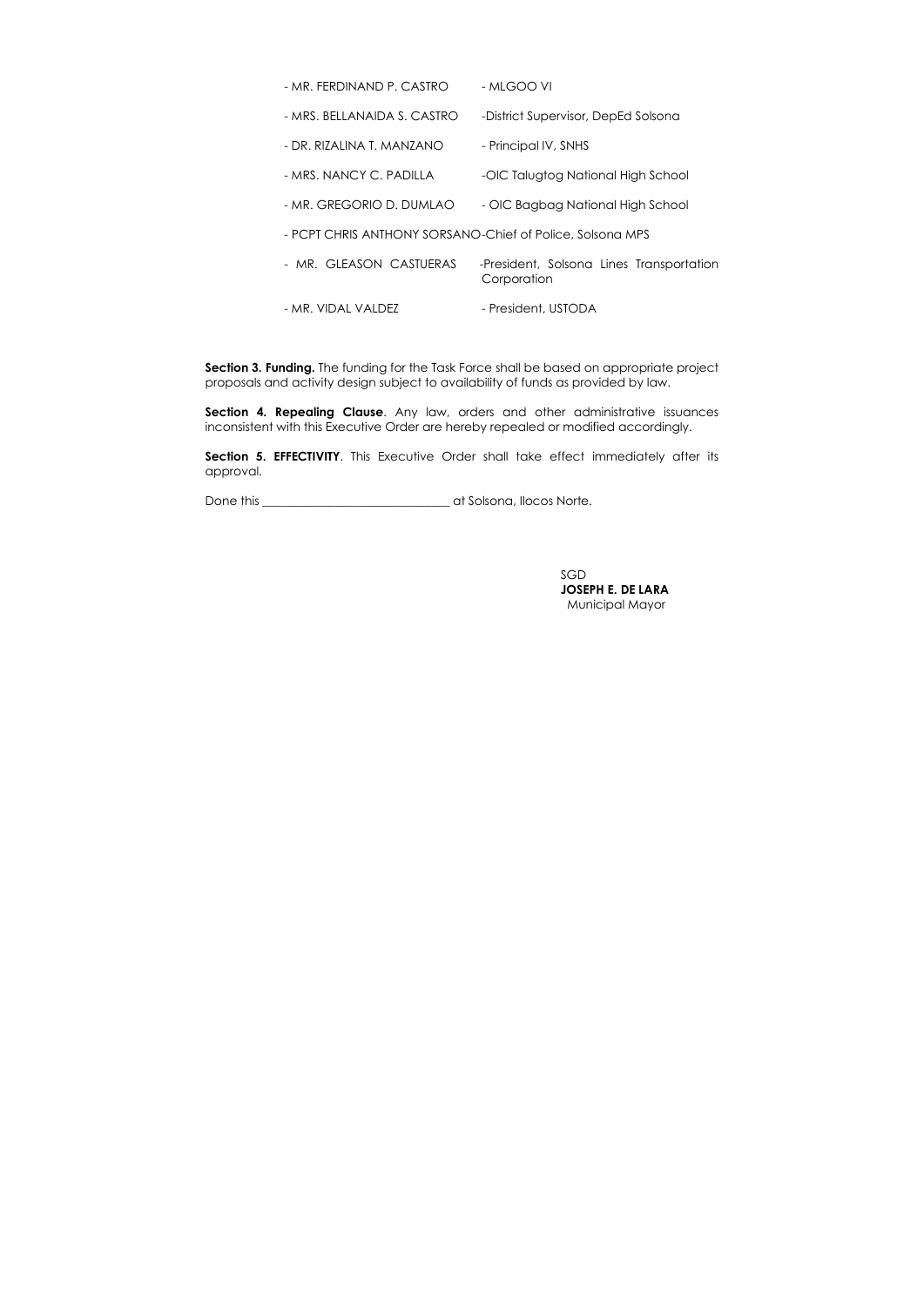- MR. FERDINAND P. CASTRO - MLGOO VI

- MRS. BELLANAIDA S. CASTRO -District Supervisor, DepEd Solsona

- DR. RIZALINA T. MANZANO - Principal IV, SNHS

- MRS. NANCY C. PADILLA -OIC Talugtog National High School

- MR. GREGORIO D. DUMLAO - OIC Bagbag National High School

- PCPT CHRIS ANTHONY SORSANO-Chief of Police, Solsona MPS

- MR. GLEASON CASTUERAS -President, Solsona Lines Transportation Corporation

- MR. VIDAL VALDEZ - President, USTODA

**Section 3. Funding.** The funding for the Task Force shall be based on appropriate project proposals and activity design subject to availability of funds as provided by law.

**Section 4. Repealing Clause**. Any law, orders and other administrative issuances inconsistent with this Executive Order are hereby repealed or modified accordingly.

**Section 5. EFFECTIVITY**. This Executive Order shall take effect immediately after its approval.

Done this ______________________________ at Solsona, Ilocos Norte.

SGD
**JOSEPH E. DE LARA**
Municipal Mayor